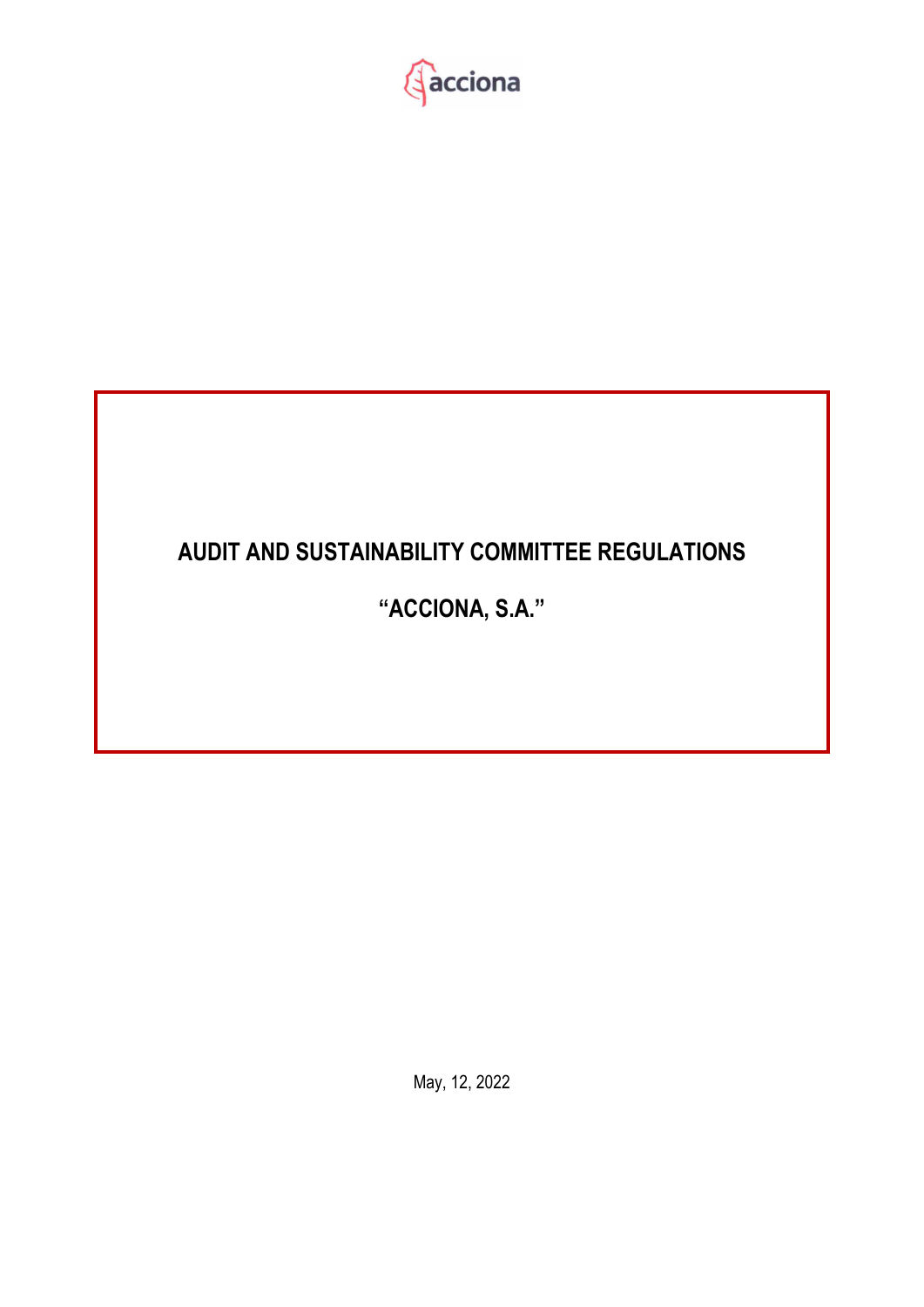acciona

# AUDIT AND SUSTAINABILITY COMMITTEE REGULATIONS

# "ACCIONA, S.A."

May, 12, 2022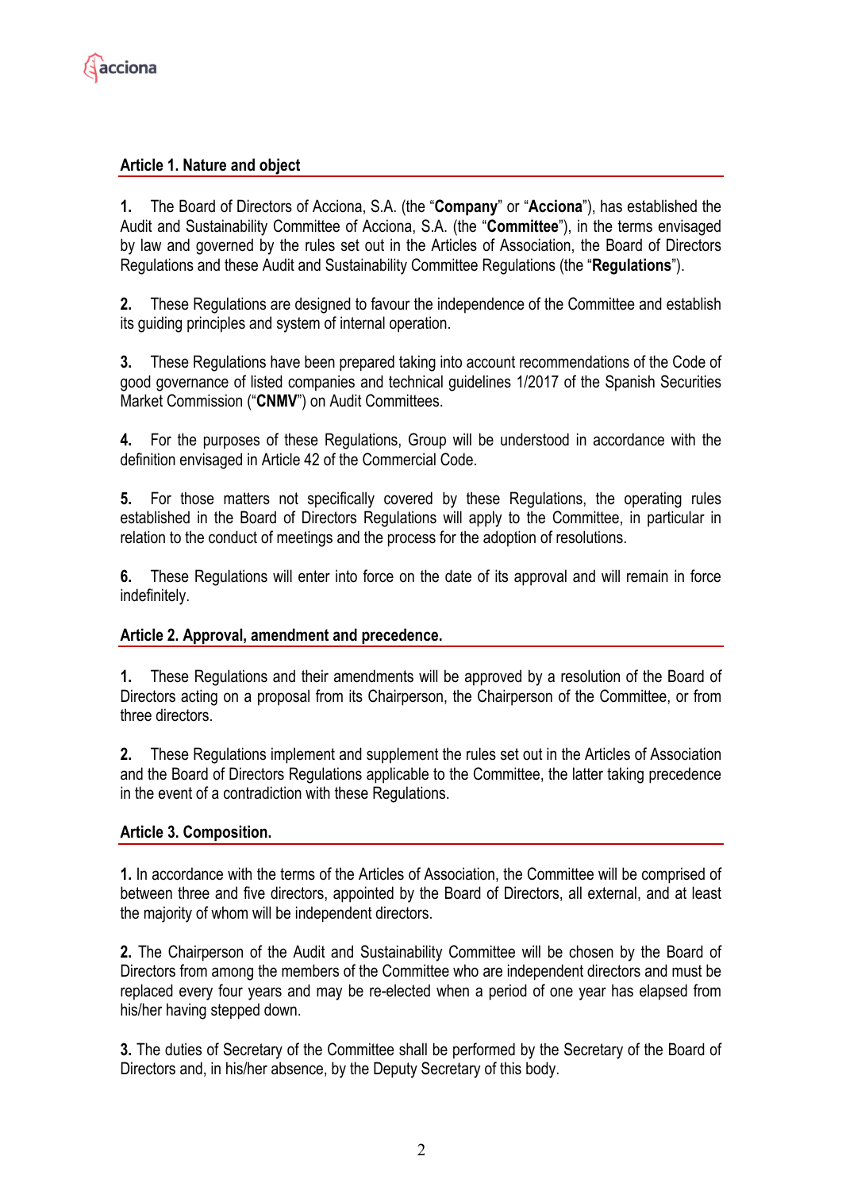### Article 1. Nature and object

**1.** The Board of Directors of Acciona, S.A. (the "**Company**" or "**Acciona**"), has established the Audit and Sustainability Committee of Acciona, S.A. (the "**Committee**"), in the terms envisaged by law and governed by the rules set out in the Articles of Association, the Board of Directors Regulations and these Audit and Sustainability Committee Regulations (the "**Regulations**").

**2.** These Regulations are designed to favour the independence of the Committee and establish its guiding principles and system of internal operation.

**3.** These Regulations have been prepared taking into account recommendations of the Code of good governance of listed companies and technical guidelines 1/2017 of the Spanish Securities Market Commission ("**CNMV**") on Audit Committees.

**4.** For the purposes of these Regulations, Group will be understood in accordance with the definition envisaged in Article 42 of the Commercial Code.

**5.** For those matters not specifically covered by these Regulations, the operating rules established in the Board of Directors Regulations will apply to the Committee, in particular in relation to the conduct of meetings and the process for the adoption of resolutions.

**6.** These Regulations will enter into force on the date of its approval and will remain in force indefinitely.

### Article 2. Approval, amendment and precedence.

**1.** These Regulations and their amendments will be approved by a resolution of the Board of Directors acting on a proposal from its Chairperson, the Chairperson of the Committee, or from three directors.

**2.** These Regulations implement and supplement the rules set out in the Articles of Association and the Board of Directors Regulations applicable to the Committee, the latter taking precedence in the event of a contradiction with these Regulations.

### Article 3. Composition.

**1.** In accordance with the terms of the Articles of Association, the Committee will be comprised of between three and five directors, appointed by the Board of Directors, all external, and at least the majority of whom will be independent directors.

**2.** The Chairperson of the Audit and Sustainability Committee will be chosen by the Board of Directors from among the members of the Committee who are independent directors and must be replaced every four years and may be re-elected when a period of one year has elapsed from his/her having stepped down.

**3.** The duties of Secretary of the Committee shall be performed by the Secretary of the Board of Directors and, in his/her absence, by the Deputy Secretary of this body.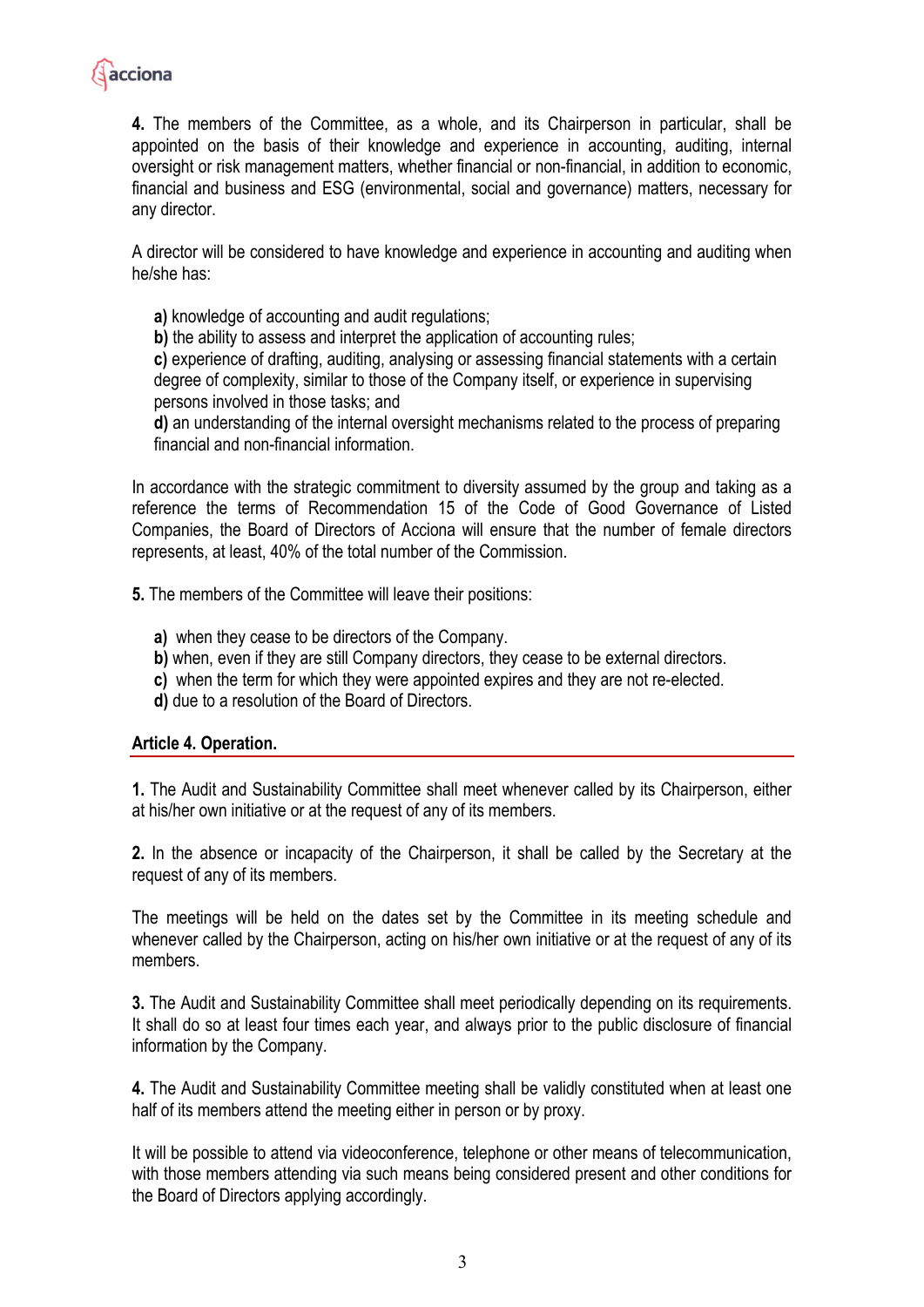**4.** The members of the Committee, as a whole, and its Chairperson in particular, shall be appointed on the basis of their knowledge and experience in accounting, auditing, internal oversight or risk management matters, whether financial or non-financial, in addition to economic, financial and business and ESG (environmental, social and governance) matters, necessary for any director.

A director will be considered to have knowledge and experience in accounting and auditing when he/she has:

**a)** knowledge of accounting and audit regulations;
**b)** the ability to assess and interpret the application of accounting rules;
**c)** experience of drafting, auditing, analysing or assessing financial statements with a certain degree of complexity, similar to those of the Company itself, or experience in supervising persons involved in those tasks; and
**d)** an understanding of the internal oversight mechanisms related to the process of preparing financial and non-financial information.

In accordance with the strategic commitment to diversity assumed by the group and taking as a reference the terms of Recommendation 15 of the Code of Good Governance of Listed Companies, the Board of Directors of Acciona will ensure that the number of female directors represents, at least, 40% of the total number of the Commission.

**5.** The members of the Committee will leave their positions:

**a)** when they cease to be directors of the Company.
**b)** when, even if they are still Company directors, they cease to be external directors.
**c)** when the term for which they were appointed expires and they are not re-elected.
**d)** due to a resolution of the Board of Directors.

### Article 4. Operation.

**1.** The Audit and Sustainability Committee shall meet whenever called by its Chairperson, either at his/her own initiative or at the request of any of its members.

**2.** In the absence or incapacity of the Chairperson, it shall be called by the Secretary at the request of any of its members.

The meetings will be held on the dates set by the Committee in its meeting schedule and whenever called by the Chairperson, acting on his/her own initiative or at the request of any of its members.

**3.** The Audit and Sustainability Committee shall meet periodically depending on its requirements. It shall do so at least four times each year, and always prior to the public disclosure of financial information by the Company.

**4.** The Audit and Sustainability Committee meeting shall be validly constituted when at least one half of its members attend the meeting either in person or by proxy.

It will be possible to attend via videoconference, telephone or other means of telecommunication, with those members attending via such means being considered present and other conditions for the Board of Directors applying accordingly.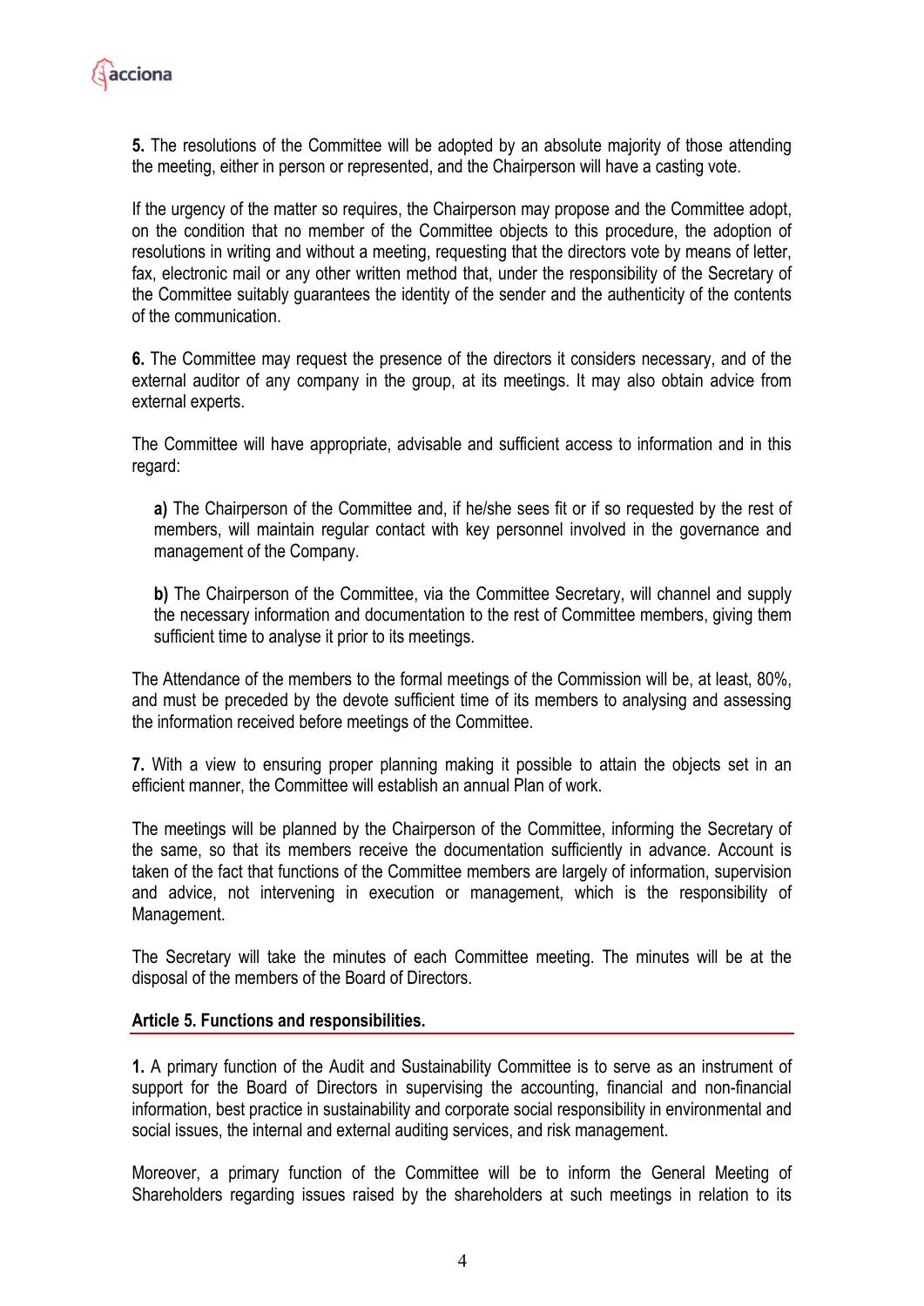**5.** The resolutions of the Committee will be adopted by an absolute majority of those attending the meeting, either in person or represented, and the Chairperson will have a casting vote.

If the urgency of the matter so requires, the Chairperson may propose and the Committee adopt, on the condition that no member of the Committee objects to this procedure, the adoption of resolutions in writing and without a meeting, requesting that the directors vote by means of letter, fax, electronic mail or any other written method that, under the responsibility of the Secretary of the Committee suitably guarantees the identity of the sender and the authenticity of the contents of the communication.

**6.** The Committee may request the presence of the directors it considers necessary, and of the external auditor of any company in the group, at its meetings. It may also obtain advice from external experts.

The Committee will have appropriate, advisable and sufficient access to information and in this regard:

**a)** The Chairperson of the Committee and, if he/she sees fit or if so requested by the rest of members, will maintain regular contact with key personnel involved in the governance and management of the Company.

**b)** The Chairperson of the Committee, via the Committee Secretary, will channel and supply the necessary information and documentation to the rest of Committee members, giving them sufficient time to analyse it prior to its meetings.

The Attendance of the members to the formal meetings of the Commission will be, at least, 80%, and must be preceded by the devote sufficient time of its members to analysing and assessing the information received before meetings of the Committee.

**7.** With a view to ensuring proper planning making it possible to attain the objects set in an efficient manner, the Committee will establish an annual Plan of work.

The meetings will be planned by the Chairperson of the Committee, informing the Secretary of the same, so that its members receive the documentation sufficiently in advance. Account is taken of the fact that functions of the Committee members are largely of information, supervision and advice, not intervening in execution or management, which is the responsibility of Management.

The Secretary will take the minutes of each Committee meeting. The minutes will be at the disposal of the members of the Board of Directors.

## Article 5. Functions and responsibilities.

**1.** A primary function of the Audit and Sustainability Committee is to serve as an instrument of support for the Board of Directors in supervising the accounting, financial and non-financial information, best practice in sustainability and corporate social responsibility in environmental and social issues, the internal and external auditing services, and risk management.

Moreover, a primary function of the Committee will be to inform the General Meeting of Shareholders regarding issues raised by the shareholders at such meetings in relation to its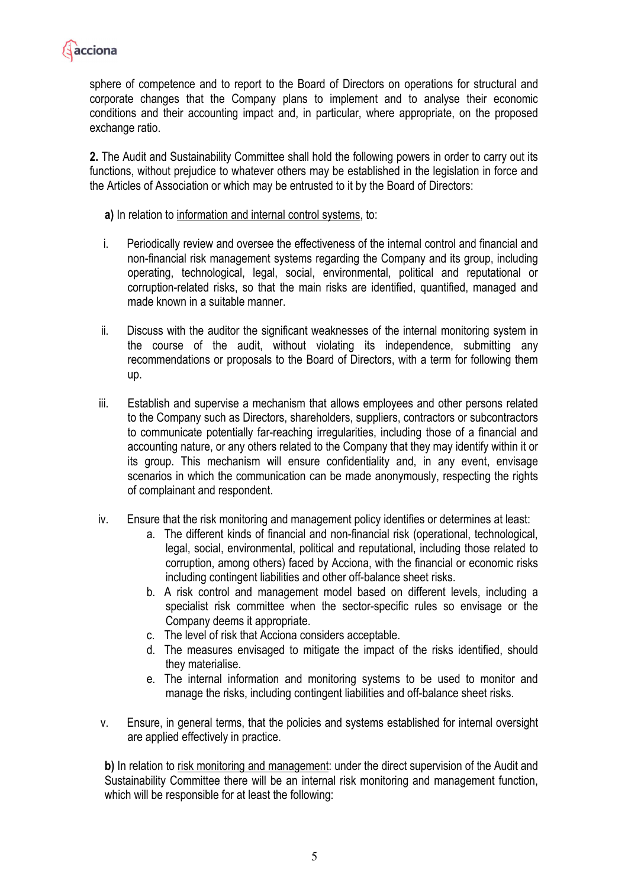sphere of competence and to report to the Board of Directors on operations for structural and corporate changes that the Company plans to implement and to analyse their economic conditions and their accounting impact and, in particular, where appropriate, on the proposed exchange ratio.

**2.** The Audit and Sustainability Committee shall hold the following powers in order to carry out its functions, without prejudice to whatever others may be established in the legislation in force and the Articles of Association or which may be entrusted to it by the Board of Directors:

**a)** In relation to <u>information and internal control systems</u>, to:

i. Periodically review and oversee the effectiveness of the internal control and financial and non-financial risk management systems regarding the Company and its group, including operating, technological, legal, social, environmental, political and reputational or corruption-related risks, so that the main risks are identified, quantified, managed and made known in a suitable manner.

ii. Discuss with the auditor the significant weaknesses of the internal monitoring system in the course of the audit, without violating its independence, submitting any recommendations or proposals to the Board of Directors, with a term for following them up.

iii. Establish and supervise a mechanism that allows employees and other persons related to the Company such as Directors, shareholders, suppliers, contractors or subcontractors to communicate potentially far-reaching irregularities, including those of a financial and accounting nature, or any others related to the Company that they may identify within it or its group. This mechanism will ensure confidentiality and, in any event, envisage scenarios in which the communication can be made anonymously, respecting the rights of complainant and respondent.

iv. Ensure that the risk monitoring and management policy identifies or determines at least:
   a. The different kinds of financial and non-financial risk (operational, technological, legal, social, environmental, political and reputational, including those related to corruption, among others) faced by Acciona, with the financial or economic risks including contingent liabilities and other off-balance sheet risks.
   b. A risk control and management model based on different levels, including a specialist risk committee when the sector-specific rules so envisage or the Company deems it appropriate.
   c. The level of risk that Acciona considers acceptable.
   d. The measures envisaged to mitigate the impact of the risks identified, should they materialise.
   e. The internal information and monitoring systems to be used to monitor and manage the risks, including contingent liabilities and off-balance sheet risks.

v. Ensure, in general terms, that the policies and systems established for internal oversight are applied effectively in practice.

**b)** In relation to <u>risk monitoring and management</u>: under the direct supervision of the Audit and Sustainability Committee there will be an internal risk monitoring and management function, which will be responsible for at least the following: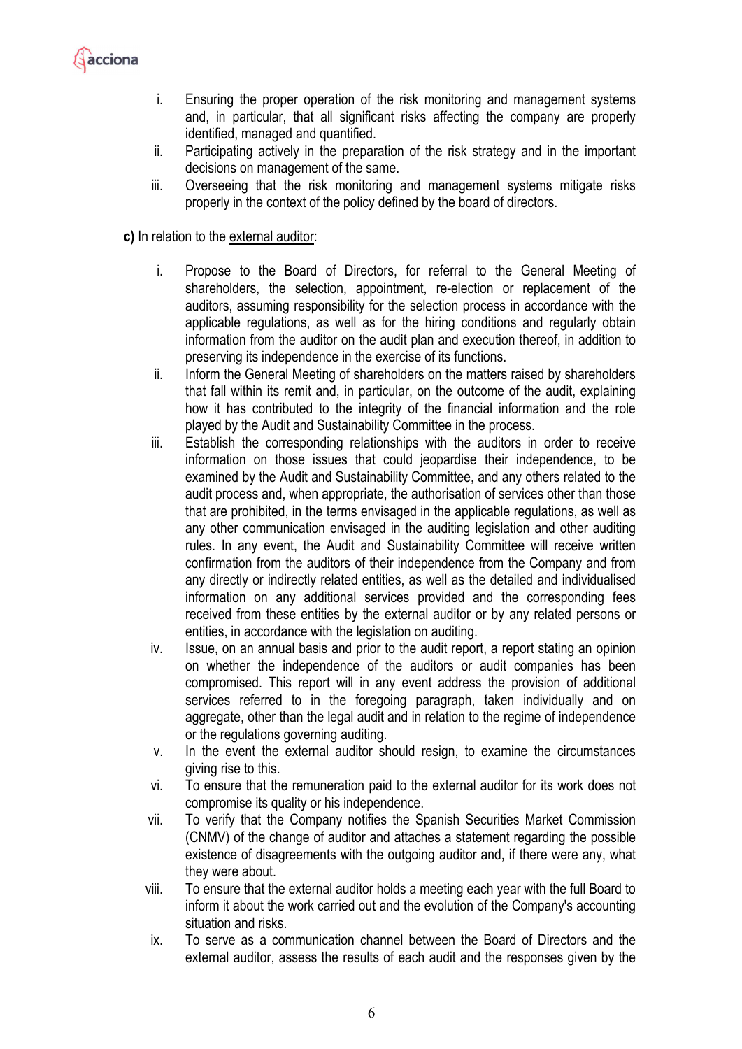i. Ensuring the proper operation of the risk monitoring and management systems and, in particular, that all significant risks affecting the company are properly identified, managed and quantified.
ii. Participating actively in the preparation of the risk strategy and in the important decisions on management of the same.
iii. Overseeing that the risk monitoring and management systems mitigate risks properly in the context of the policy defined by the board of directors.

**c)** In relation to the external auditor:

i. Propose to the Board of Directors, for referral to the General Meeting of shareholders, the selection, appointment, re-election or replacement of the auditors, assuming responsibility for the selection process in accordance with the applicable regulations, as well as for the hiring conditions and regularly obtain information from the auditor on the audit plan and execution thereof, in addition to preserving its independence in the exercise of its functions.
ii. Inform the General Meeting of shareholders on the matters raised by shareholders that fall within its remit and, in particular, on the outcome of the audit, explaining how it has contributed to the integrity of the financial information and the role played by the Audit and Sustainability Committee in the process.
iii. Establish the corresponding relationships with the auditors in order to receive information on those issues that could jeopardise their independence, to be examined by the Audit and Sustainability Committee, and any others related to the audit process and, when appropriate, the authorisation of services other than those that are prohibited, in the terms envisaged in the applicable regulations, as well as any other communication envisaged in the auditing legislation and other auditing rules. In any event, the Audit and Sustainability Committee will receive written confirmation from the auditors of their independence from the Company and from any directly or indirectly related entities, as well as the detailed and individualised information on any additional services provided and the corresponding fees received from these entities by the external auditor or by any related persons or entities, in accordance with the legislation on auditing.
iv. Issue, on an annual basis and prior to the audit report, a report stating an opinion on whether the independence of the auditors or audit companies has been compromised. This report will in any event address the provision of additional services referred to in the foregoing paragraph, taken individually and on aggregate, other than the legal audit and in relation to the regime of independence or the regulations governing auditing.
v. In the event the external auditor should resign, to examine the circumstances giving rise to this.
vi. To ensure that the remuneration paid to the external auditor for its work does not compromise its quality or his independence.
vii. To verify that the Company notifies the Spanish Securities Market Commission (CNMV) of the change of auditor and attaches a statement regarding the possible existence of disagreements with the outgoing auditor and, if there were any, what they were about.
viii. To ensure that the external auditor holds a meeting each year with the full Board to inform it about the work carried out and the evolution of the Company's accounting situation and risks.
ix. To serve as a communication channel between the Board of Directors and the external auditor, assess the results of each audit and the responses given by the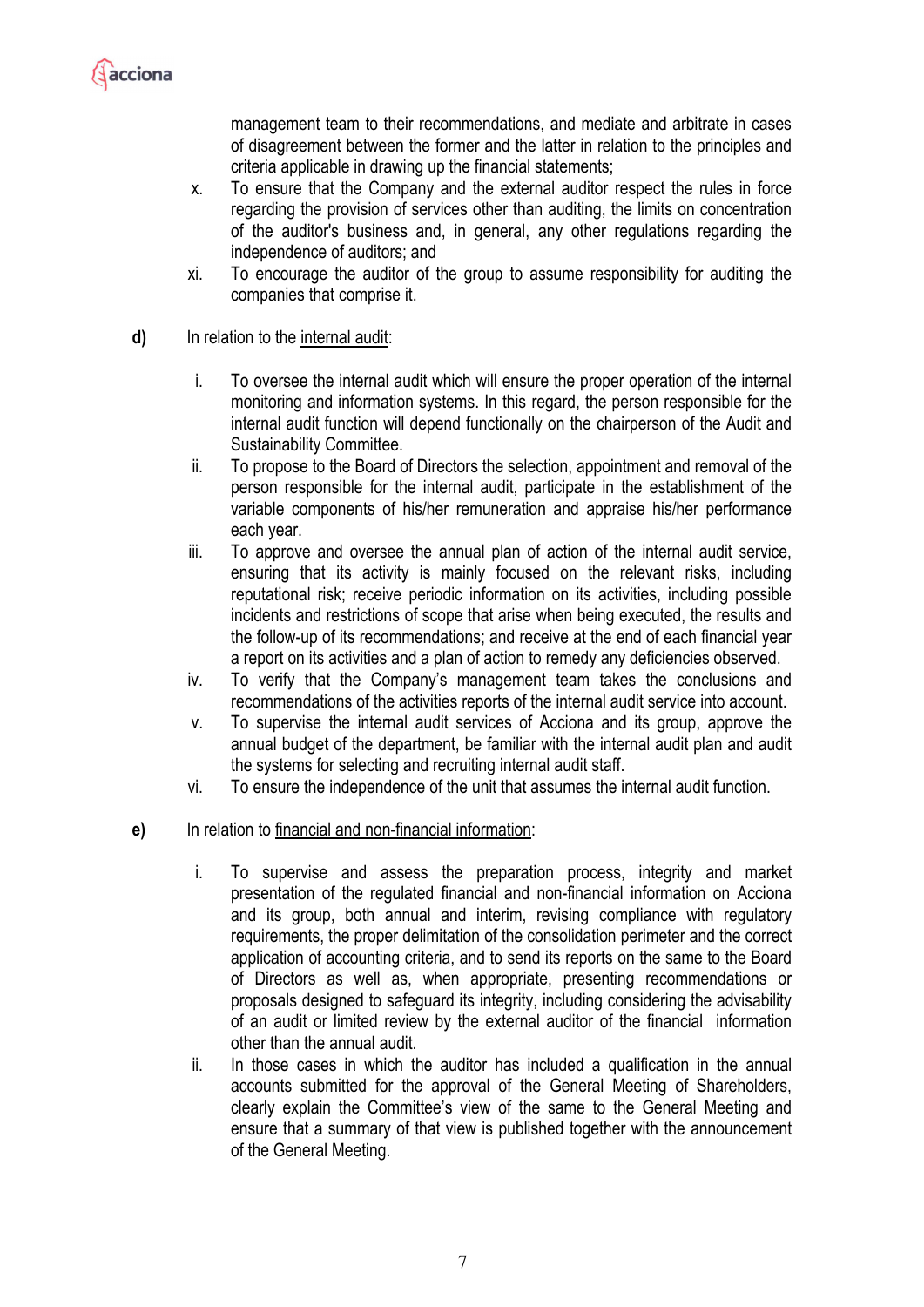management team to their recommendations, and mediate and arbitrate in cases of disagreement between the former and the latter in relation to the principles and criteria applicable in drawing up the financial statements;

x. To ensure that the Company and the external auditor respect the rules in force regarding the provision of services other than auditing, the limits on concentration of the auditor's business and, in general, any other regulations regarding the independence of auditors; and

xi. To encourage the auditor of the group to assume responsibility for auditing the companies that comprise it.

**d)** In relation to the internal audit:

i. To oversee the internal audit which will ensure the proper operation of the internal monitoring and information systems. In this regard, the person responsible for the internal audit function will depend functionally on the chairperson of the Audit and Sustainability Committee.

ii. To propose to the Board of Directors the selection, appointment and removal of the person responsible for the internal audit, participate in the establishment of the variable components of his/her remuneration and appraise his/her performance each year.

iii. To approve and oversee the annual plan of action of the internal audit service, ensuring that its activity is mainly focused on the relevant risks, including reputational risk; receive periodic information on its activities, including possible incidents and restrictions of scope that arise when being executed, the results and the follow-up of its recommendations; and receive at the end of each financial year a report on its activities and a plan of action to remedy any deficiencies observed.

iv. To verify that the Company's management team takes the conclusions and recommendations of the activities reports of the internal audit service into account.

v. To supervise the internal audit services of Acciona and its group, approve the annual budget of the department, be familiar with the internal audit plan and audit the systems for selecting and recruiting internal audit staff.

vi. To ensure the independence of the unit that assumes the internal audit function.

**e)** In relation to financial and non-financial information:

i. To supervise and assess the preparation process, integrity and market presentation of the regulated financial and non-financial information on Acciona and its group, both annual and interim, revising compliance with regulatory requirements, the proper delimitation of the consolidation perimeter and the correct application of accounting criteria, and to send its reports on the same to the Board of Directors as well as, when appropriate, presenting recommendations or proposals designed to safeguard its integrity, including considering the advisability of an audit or limited review by the external auditor of the financial information other than the annual audit.

ii. In those cases in which the auditor has included a qualification in the annual accounts submitted for the approval of the General Meeting of Shareholders, clearly explain the Committee's view of the same to the General Meeting and ensure that a summary of that view is published together with the announcement of the General Meeting.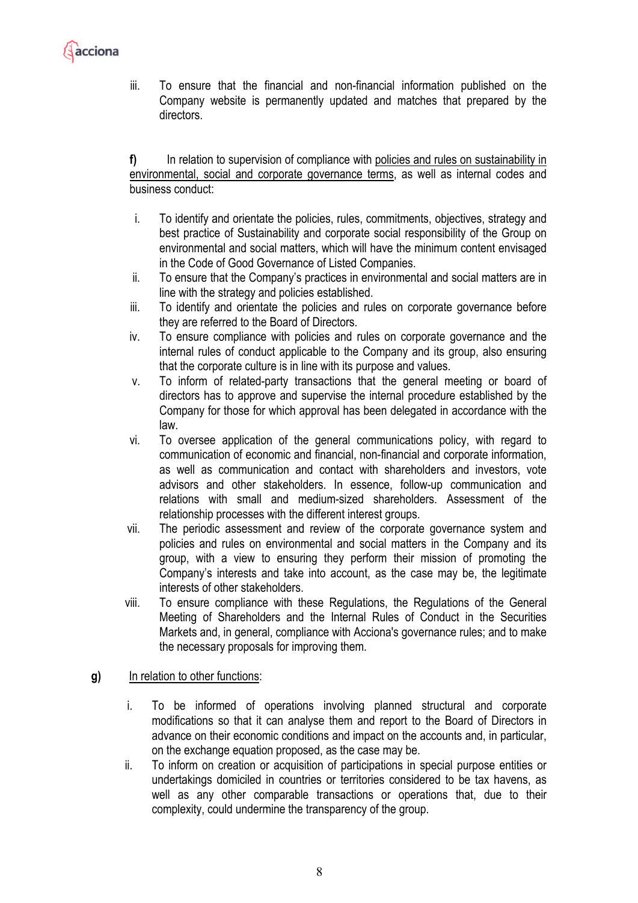iii. To ensure that the financial and non-financial information published on the Company website is permanently updated and matches that prepared by the directors.

**f)** In relation to supervision of compliance with <u>policies and rules on sustainability in environmental, social and corporate governance terms</u>, as well as internal codes and business conduct:

i. To identify and orientate the policies, rules, commitments, objectives, strategy and best practice of Sustainability and corporate social responsibility of the Group on environmental and social matters, which will have the minimum content envisaged in the Code of Good Governance of Listed Companies.

ii. To ensure that the Company's practices in environmental and social matters are in line with the strategy and policies established.

iii. To identify and orientate the policies and rules on corporate governance before they are referred to the Board of Directors.

iv. To ensure compliance with policies and rules on corporate governance and the internal rules of conduct applicable to the Company and its group, also ensuring that the corporate culture is in line with its purpose and values.

v. To inform of related-party transactions that the general meeting or board of directors has to approve and supervise the internal procedure established by the Company for those for which approval has been delegated in accordance with the law.

vi. To oversee application of the general communications policy, with regard to communication of economic and financial, non-financial and corporate information, as well as communication and contact with shareholders and investors, vote advisors and other stakeholders. In essence, follow-up communication and relations with small and medium-sized shareholders. Assessment of the relationship processes with the different interest groups.

vii. The periodic assessment and review of the corporate governance system and policies and rules on environmental and social matters in the Company and its group, with a view to ensuring they perform their mission of promoting the Company's interests and take into account, as the case may be, the legitimate interests of other stakeholders.

viii. To ensure compliance with these Regulations, the Regulations of the General Meeting of Shareholders and the Internal Rules of Conduct in the Securities Markets and, in general, compliance with Acciona's governance rules; and to make the necessary proposals for improving them.

**g)** <u>In relation to other functions</u>:

i. To be informed of operations involving planned structural and corporate modifications so that it can analyse them and report to the Board of Directors in advance on their economic conditions and impact on the accounts and, in particular, on the exchange equation proposed, as the case may be.

ii. To inform on creation or acquisition of participations in special purpose entities or undertakings domiciled in countries or territories considered to be tax havens, as well as any other comparable transactions or operations that, due to their complexity, could undermine the transparency of the group.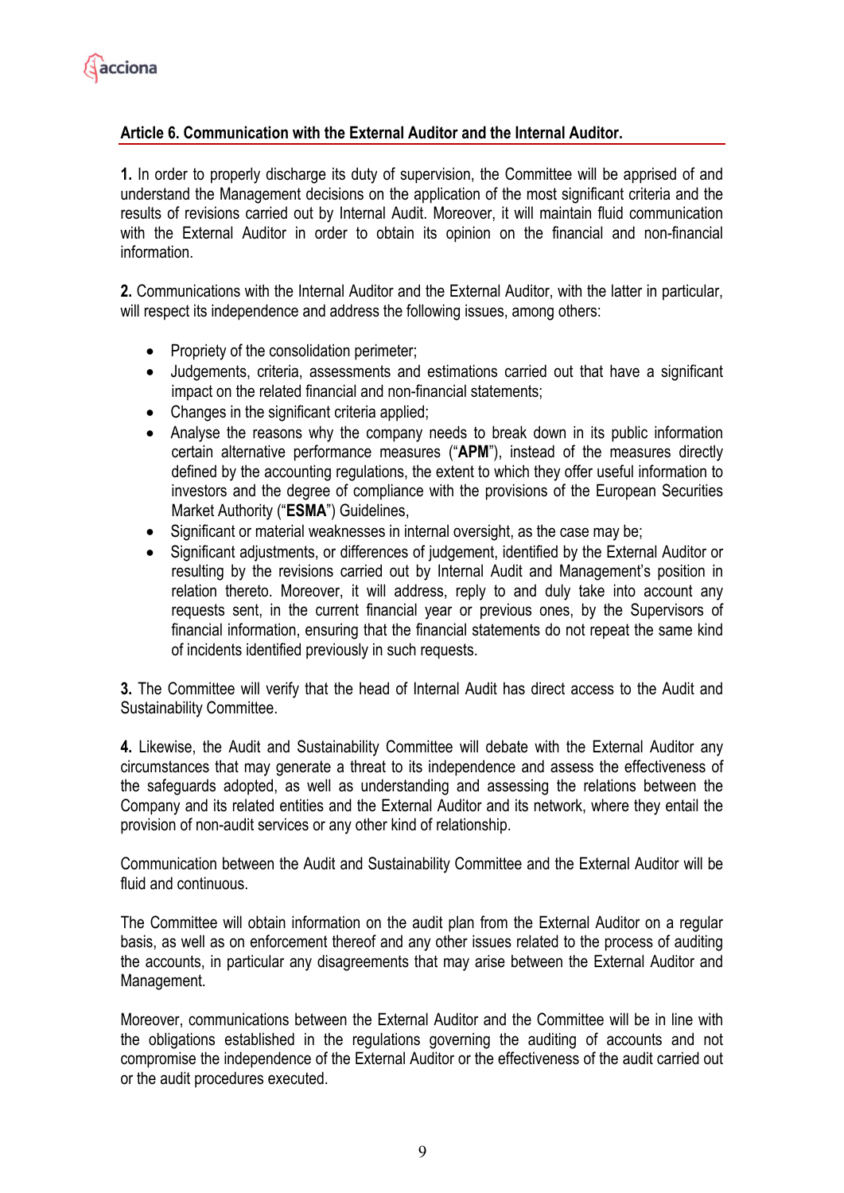## Article 6. Communication with the External Auditor and the Internal Auditor.

**1.** In order to properly discharge its duty of supervision, the Committee will be apprised of and understand the Management decisions on the application of the most significant criteria and the results of revisions carried out by Internal Audit. Moreover, it will maintain fluid communication with the External Auditor in order to obtain its opinion on the financial and non-financial information.

**2.** Communications with the Internal Auditor and the External Auditor, with the latter in particular, will respect its independence and address the following issues, among others:

- Propriety of the consolidation perimeter;
- Judgements, criteria, assessments and estimations carried out that have a significant impact on the related financial and non-financial statements;
- Changes in the significant criteria applied;
- Analyse the reasons why the company needs to break down in its public information certain alternative performance measures ("**APM**"), instead of the measures directly defined by the accounting regulations, the extent to which they offer useful information to investors and the degree of compliance with the provisions of the European Securities Market Authority ("**ESMA**") Guidelines,
- Significant or material weaknesses in internal oversight, as the case may be;
- Significant adjustments, or differences of judgement, identified by the External Auditor or resulting by the revisions carried out by Internal Audit and Management's position in relation thereto. Moreover, it will address, reply to and duly take into account any requests sent, in the current financial year or previous ones, by the Supervisors of financial information, ensuring that the financial statements do not repeat the same kind of incidents identified previously in such requests.

**3.** The Committee will verify that the head of Internal Audit has direct access to the Audit and Sustainability Committee.

**4.** Likewise, the Audit and Sustainability Committee will debate with the External Auditor any circumstances that may generate a threat to its independence and assess the effectiveness of the safeguards adopted, as well as understanding and assessing the relations between the Company and its related entities and the External Auditor and its network, where they entail the provision of non-audit services or any other kind of relationship.

Communication between the Audit and Sustainability Committee and the External Auditor will be fluid and continuous.

The Committee will obtain information on the audit plan from the External Auditor on a regular basis, as well as on enforcement thereof and any other issues related to the process of auditing the accounts, in particular any disagreements that may arise between the External Auditor and Management.

Moreover, communications between the External Auditor and the Committee will be in line with the obligations established in the regulations governing the auditing of accounts and not compromise the independence of the External Auditor or the effectiveness of the audit carried out or the audit procedures executed.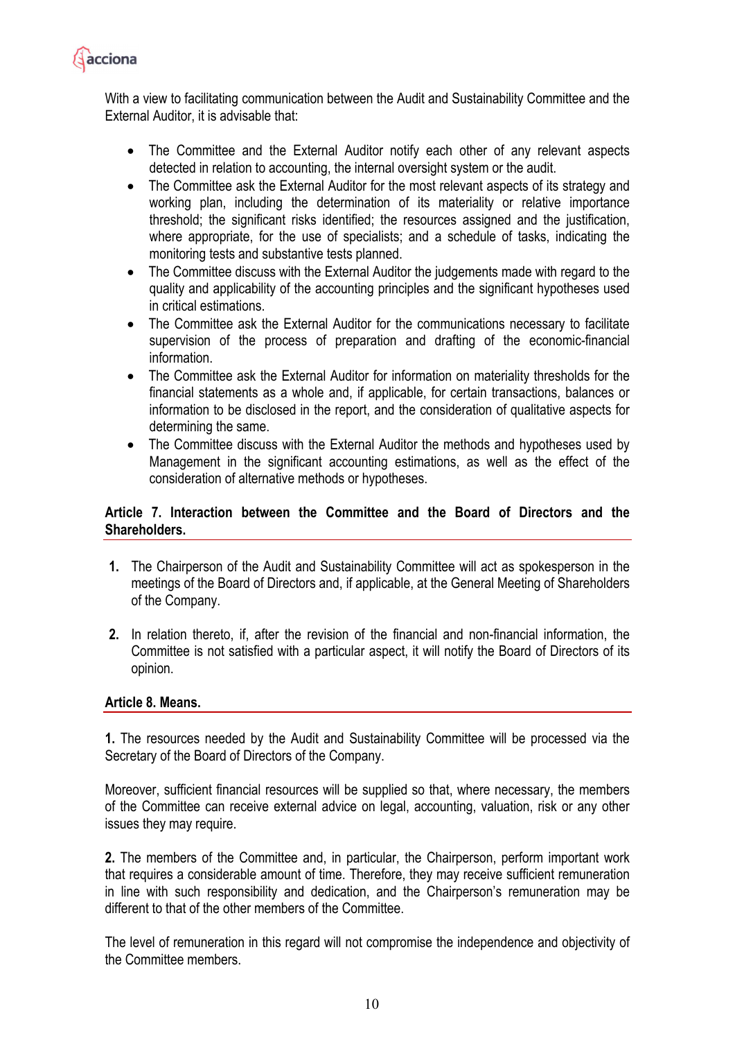With a view to facilitating communication between the Audit and Sustainability Committee and the External Auditor, it is advisable that:

- The Committee and the External Auditor notify each other of any relevant aspects detected in relation to accounting, the internal oversight system or the audit.
- The Committee ask the External Auditor for the most relevant aspects of its strategy and working plan, including the determination of its materiality or relative importance threshold; the significant risks identified; the resources assigned and the justification, where appropriate, for the use of specialists; and a schedule of tasks, indicating the monitoring tests and substantive tests planned.
- The Committee discuss with the External Auditor the judgements made with regard to the quality and applicability of the accounting principles and the significant hypotheses used in critical estimations.
- The Committee ask the External Auditor for the communications necessary to facilitate supervision of the process of preparation and drafting of the economic-financial information.
- The Committee ask the External Auditor for information on materiality thresholds for the financial statements as a whole and, if applicable, for certain transactions, balances or information to be disclosed in the report, and the consideration of qualitative aspects for determining the same.
- The Committee discuss with the External Auditor the methods and hypotheses used by Management in the significant accounting estimations, as well as the effect of the consideration of alternative methods or hypotheses.

## Article 7. Interaction between the Committee and the Board of Directors and the Shareholders.

1. The Chairperson of the Audit and Sustainability Committee will act as spokesperson in the meetings of the Board of Directors and, if applicable, at the General Meeting of Shareholders of the Company.

2. In relation thereto, if, after the revision of the financial and non-financial information, the Committee is not satisfied with a particular aspect, it will notify the Board of Directors of its opinion.

## Article 8. Means.

**1.** The resources needed by the Audit and Sustainability Committee will be processed via the Secretary of the Board of Directors of the Company.

Moreover, sufficient financial resources will be supplied so that, where necessary, the members of the Committee can receive external advice on legal, accounting, valuation, risk or any other issues they may require.

**2.** The members of the Committee and, in particular, the Chairperson, perform important work that requires a considerable amount of time. Therefore, they may receive sufficient remuneration in line with such responsibility and dedication, and the Chairperson's remuneration may be different to that of the other members of the Committee.

The level of remuneration in this regard will not compromise the independence and objectivity of the Committee members.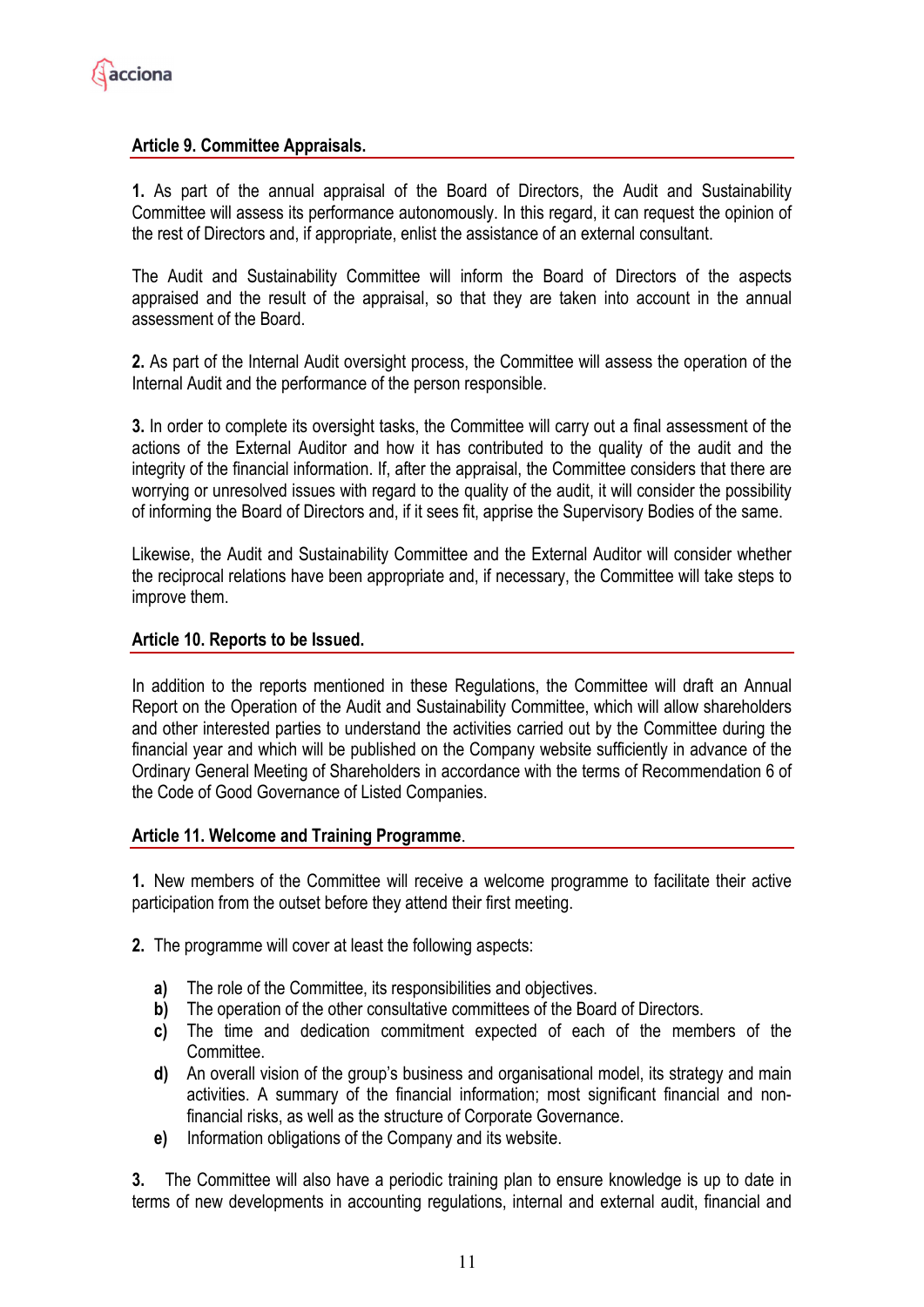### Article 9. Committee Appraisals.

**1.** As part of the annual appraisal of the Board of Directors, the Audit and Sustainability Committee will assess its performance autonomously. In this regard, it can request the opinion of the rest of Directors and, if appropriate, enlist the assistance of an external consultant.

The Audit and Sustainability Committee will inform the Board of Directors of the aspects appraised and the result of the appraisal, so that they are taken into account in the annual assessment of the Board.

**2.** As part of the Internal Audit oversight process, the Committee will assess the operation of the Internal Audit and the performance of the person responsible.

**3.** In order to complete its oversight tasks, the Committee will carry out a final assessment of the actions of the External Auditor and how it has contributed to the quality of the audit and the integrity of the financial information. If, after the appraisal, the Committee considers that there are worrying or unresolved issues with regard to the quality of the audit, it will consider the possibility of informing the Board of Directors and, if it sees fit, apprise the Supervisory Bodies of the same.

Likewise, the Audit and Sustainability Committee and the External Auditor will consider whether the reciprocal relations have been appropriate and, if necessary, the Committee will take steps to improve them.

### Article 10. Reports to be Issued.

In addition to the reports mentioned in these Regulations, the Committee will draft an Annual Report on the Operation of the Audit and Sustainability Committee, which will allow shareholders and other interested parties to understand the activities carried out by the Committee during the financial year and which will be published on the Company website sufficiently in advance of the Ordinary General Meeting of Shareholders in accordance with the terms of Recommendation 6 of the Code of Good Governance of Listed Companies.

### Article 11. Welcome and Training Programme.

**1.** New members of the Committee will receive a welcome programme to facilitate their active participation from the outset before they attend their first meeting.

**2.** The programme will cover at least the following aspects:

- **a)** The role of the Committee, its responsibilities and objectives.
- **b)** The operation of the other consultative committees of the Board of Directors.
- **c)** The time and dedication commitment expected of each of the members of the Committee.
- **d)** An overall vision of the group's business and organisational model, its strategy and main activities. A summary of the financial information; most significant financial and non-financial risks, as well as the structure of Corporate Governance.
- **e)** Information obligations of the Company and its website.

**3.** The Committee will also have a periodic training plan to ensure knowledge is up to date in terms of new developments in accounting regulations, internal and external audit, financial and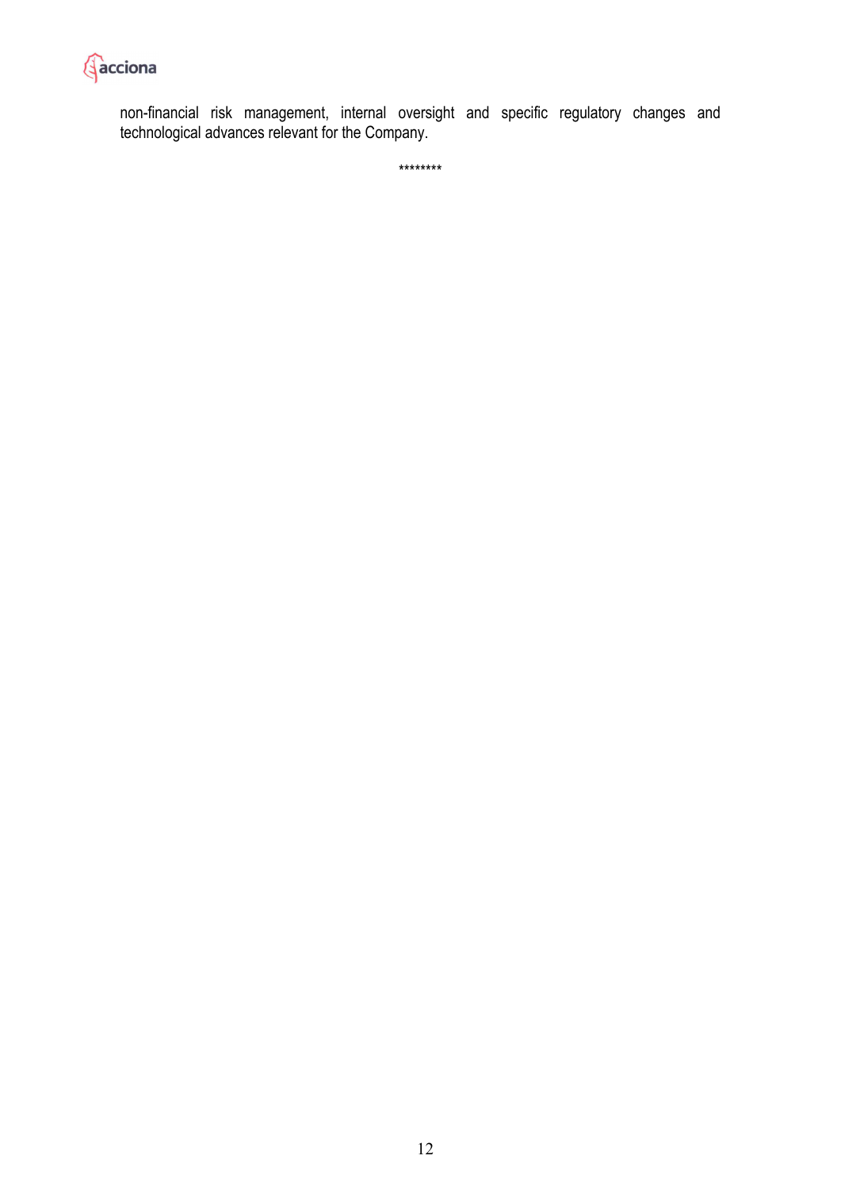non-financial risk management, internal oversight and specific regulatory changes and technological advances relevant for the Company.

********